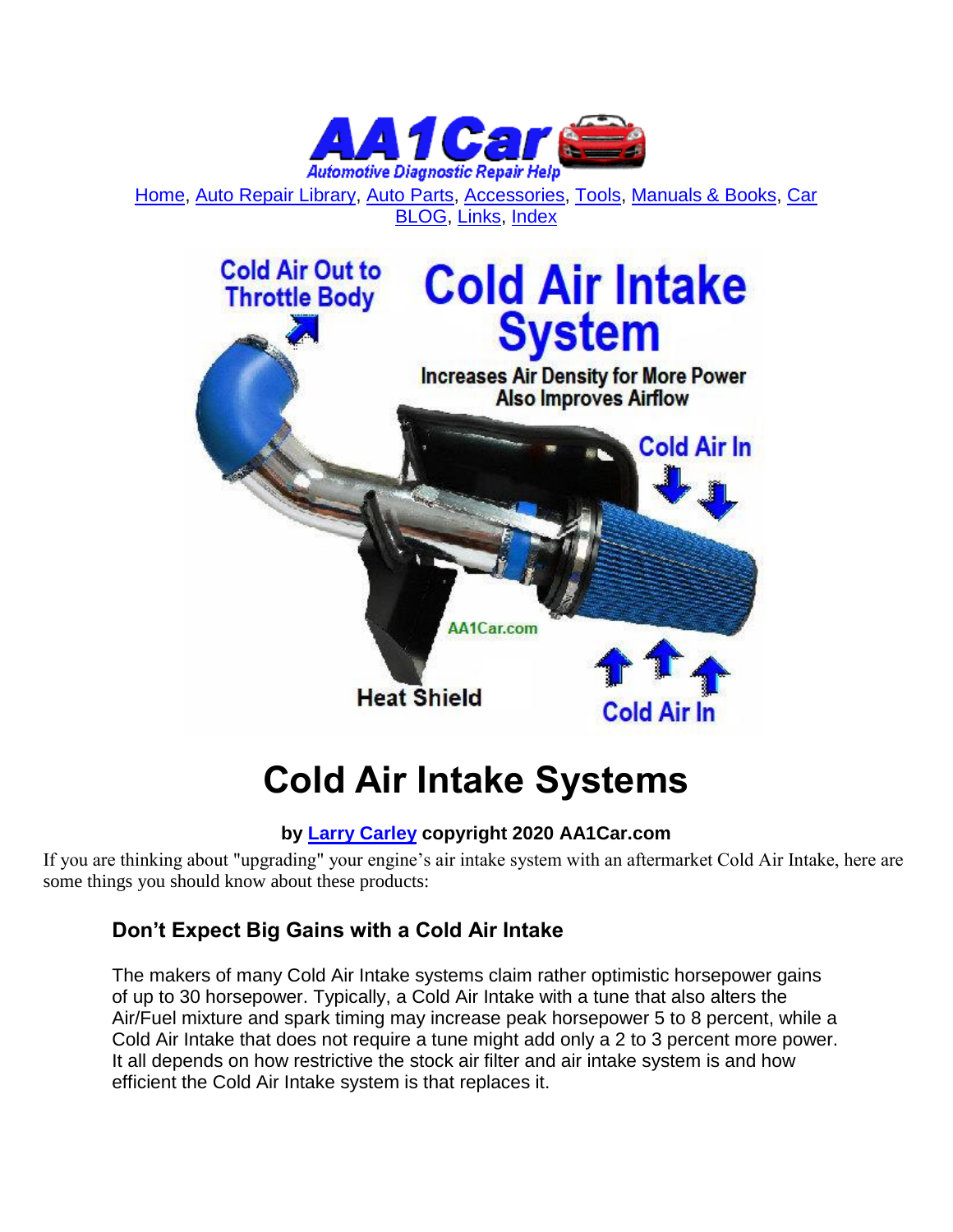Home, Auto Repair Library, Auto Parts, Accessories, Tools, Manuals & Books, Car BLOG, Links, Index

# Cold Air Intake Systems

**by Larry Carley copyright 2020 AA1Car.com**

If you are thinking about "upgrading" your engine's air intake system with an aftermarket Cold Air Intake, here are some things you should know about these products:

### Don't Expect Big Gains with a Cold Air Intake

The makers of many Cold Air Intake systems claim rather optimistic horsepower gains of up to 30 horsepower. Typically, a Cold Air Intake with a tune that also alters the Air/Fuel mixture and spark timing may increase peak horsepower 5 to 8 percent, while a Cold Air Intake that does not require a tune might add only a 2 to 3 percent more power. It all depends on how restrictive the stock air filter and air intake system is and how efficient the Cold Air Intake system is that replaces it.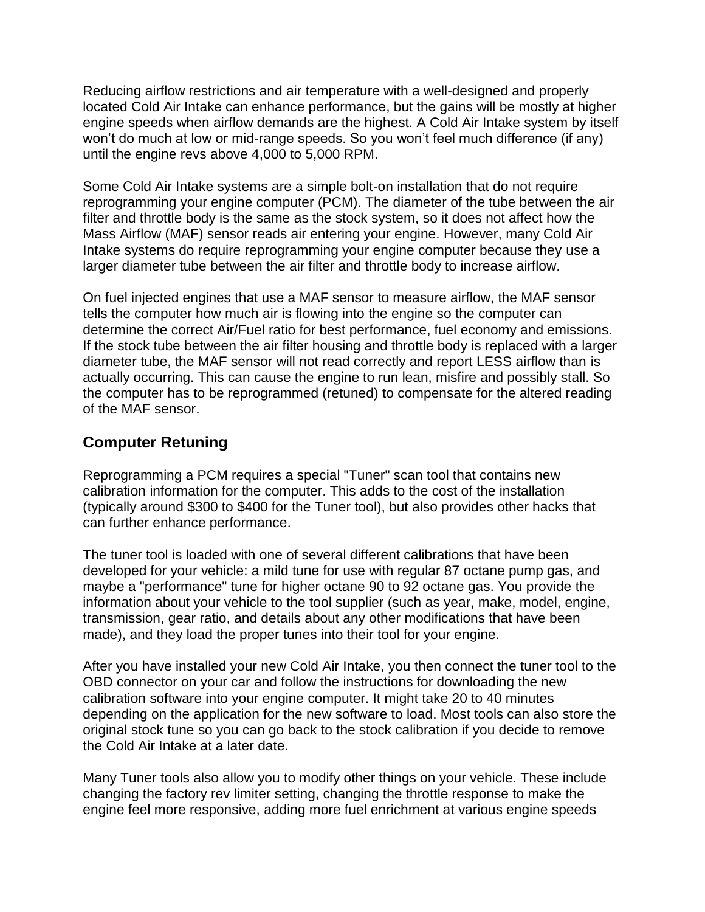Reducing airflow restrictions and air temperature with a well-designed and properly located Cold Air Intake can enhance performance, but the gains will be mostly at higher engine speeds when airflow demands are the highest. A Cold Air Intake system by itself won't do much at low or mid-range speeds. So you won't feel much difference (if any) until the engine revs above 4,000 to 5,000 RPM.

Some Cold Air Intake systems are a simple bolt-on installation that do not require reprogramming your engine computer (PCM). The diameter of the tube between the air filter and throttle body is the same as the stock system, so it does not affect how the Mass Airflow (MAF) sensor reads air entering your engine. However, many Cold Air Intake systems do require reprogramming your engine computer because they use a larger diameter tube between the air filter and throttle body to increase airflow.

On fuel injected engines that use a MAF sensor to measure airflow, the MAF sensor tells the computer how much air is flowing into the engine so the computer can determine the correct Air/Fuel ratio for best performance, fuel economy and emissions. If the stock tube between the air filter housing and throttle body is replaced with a larger diameter tube, the MAF sensor will not read correctly and report LESS airflow than is actually occurring. This can cause the engine to run lean, misfire and possibly stall. So the computer has to be reprogrammed (retuned) to compensate for the altered reading of the MAF sensor.

## Computer Retuning

Reprogramming a PCM requires a special "Tuner" scan tool that contains new calibration information for the computer. This adds to the cost of the installation (typically around $300 to $400 for the Tuner tool), but also provides other hacks that can further enhance performance.

The tuner tool is loaded with one of several different calibrations that have been developed for your vehicle: a mild tune for use with regular 87 octane pump gas, and maybe a "performance" tune for higher octane 90 to 92 octane gas. You provide the information about your vehicle to the tool supplier (such as year, make, model, engine, transmission, gear ratio, and details about any other modifications that have been made), and they load the proper tunes into their tool for your engine.

After you have installed your new Cold Air Intake, you then connect the tuner tool to the OBD connector on your car and follow the instructions for downloading the new calibration software into your engine computer. It might take 20 to 40 minutes depending on the application for the new software to load. Most tools can also store the original stock tune so you can go back to the stock calibration if you decide to remove the Cold Air Intake at a later date.

Many Tuner tools also allow you to modify other things on your vehicle. These include changing the factory rev limiter setting, changing the throttle response to make the engine feel more responsive, adding more fuel enrichment at various engine speeds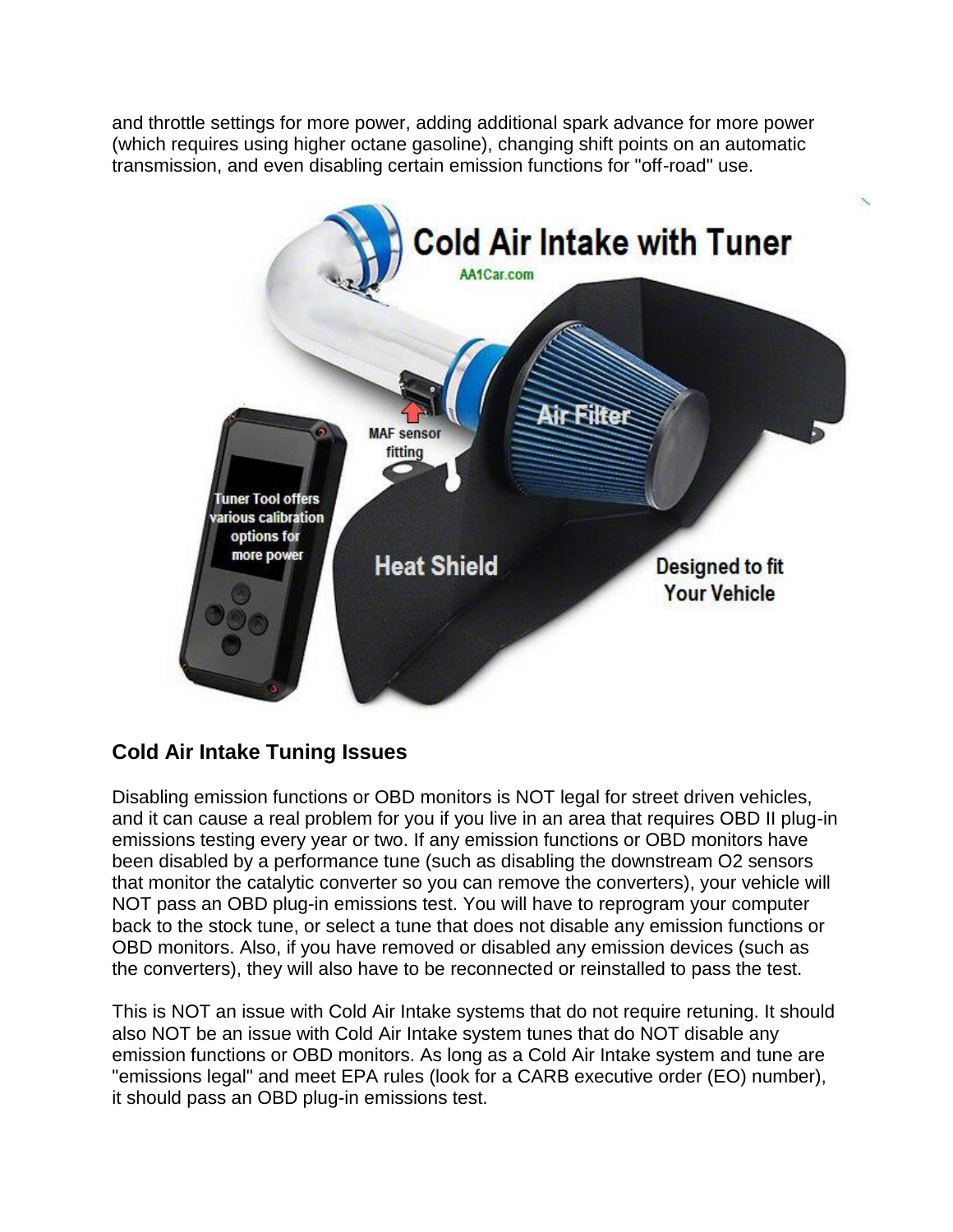and throttle settings for more power, adding additional spark advance for more power (which requires using higher octane gasoline), changing shift points on an automatic transmission, and even disabling certain emission functions for "off-road" use.

## Cold Air Intake Tuning Issues

Disabling emission functions or OBD monitors is NOT legal for street driven vehicles, and it can cause a real problem for you if you live in an area that requires OBD II plug-in emissions testing every year or two. If any emission functions or OBD monitors have been disabled by a performance tune (such as disabling the downstream O2 sensors that monitor the catalytic converter so you can remove the converters), your vehicle will NOT pass an OBD plug-in emissions test. You will have to reprogram your computer back to the stock tune, or select a tune that does not disable any emission functions or OBD monitors. Also, if you have removed or disabled any emission devices (such as the converters), they will also have to be reconnected or reinstalled to pass the test.

This is NOT an issue with Cold Air Intake systems that do not require retuning. It should also NOT be an issue with Cold Air Intake system tunes that do NOT disable any emission functions or OBD monitors. As long as a Cold Air Intake system and tune are "emissions legal" and meet EPA rules (look for a CARB executive order (EO) number), it should pass an OBD plug-in emissions test.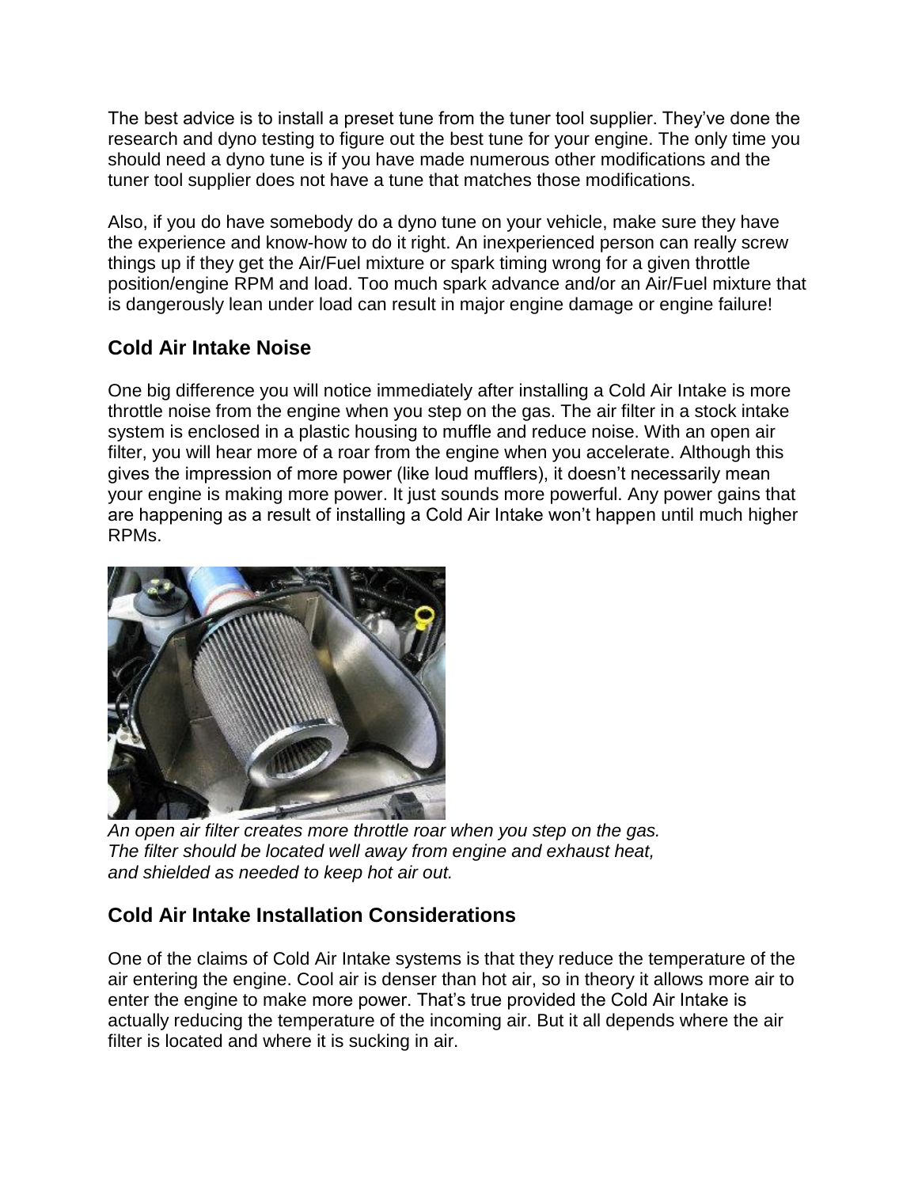The best advice is to install a preset tune from the tuner tool supplier. They've done the research and dyno testing to figure out the best tune for your engine. The only time you should need a dyno tune is if you have made numerous other modifications and the tuner tool supplier does not have a tune that matches those modifications.

Also, if you do have somebody do a dyno tune on your vehicle, make sure they have the experience and know-how to do it right. An inexperienced person can really screw things up if they get the Air/Fuel mixture or spark timing wrong for a given throttle position/engine RPM and load. Too much spark advance and/or an Air/Fuel mixture that is dangerously lean under load can result in major engine damage or engine failure!

## Cold Air Intake Noise

One big difference you will notice immediately after installing a Cold Air Intake is more throttle noise from the engine when you step on the gas. The air filter in a stock intake system is enclosed in a plastic housing to muffle and reduce noise. With an open air filter, you will hear more of a roar from the engine when you accelerate. Although this gives the impression of more power (like loud mufflers), it doesn't necessarily mean your engine is making more power. It just sounds more powerful. Any power gains that are happening as a result of installing a Cold Air Intake won't happen until much higher RPMs.

*An open air filter creates more throttle roar when you step on the gas. The filter should be located well away from engine and exhaust heat, and shielded as needed to keep hot air out.*

## Cold Air Intake Installation Considerations

One of the claims of Cold Air Intake systems is that they reduce the temperature of the air entering the engine. Cool air is denser than hot air, so in theory it allows more air to enter the engine to make more power. That's true provided the Cold Air Intake is actually reducing the temperature of the incoming air. But it all depends where the air filter is located and where it is sucking in air.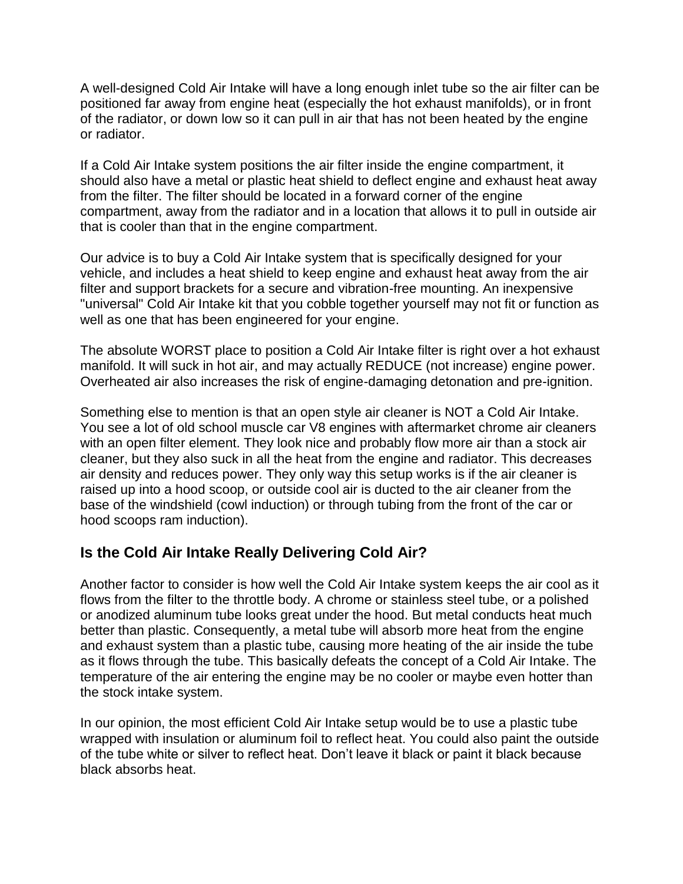A well-designed Cold Air Intake will have a long enough inlet tube so the air filter can be positioned far away from engine heat (especially the hot exhaust manifolds), or in front of the radiator, or down low so it can pull in air that has not been heated by the engine or radiator.

If a Cold Air Intake system positions the air filter inside the engine compartment, it should also have a metal or plastic heat shield to deflect engine and exhaust heat away from the filter. The filter should be located in a forward corner of the engine compartment, away from the radiator and in a location that allows it to pull in outside air that is cooler than that in the engine compartment.

Our advice is to buy a Cold Air Intake system that is specifically designed for your vehicle, and includes a heat shield to keep engine and exhaust heat away from the air filter and support brackets for a secure and vibration-free mounting. An inexpensive "universal" Cold Air Intake kit that you cobble together yourself may not fit or function as well as one that has been engineered for your engine.

The absolute WORST place to position a Cold Air Intake filter is right over a hot exhaust manifold. It will suck in hot air, and may actually REDUCE (not increase) engine power. Overheated air also increases the risk of engine-damaging detonation and pre-ignition.

Something else to mention is that an open style air cleaner is NOT a Cold Air Intake. You see a lot of old school muscle car V8 engines with aftermarket chrome air cleaners with an open filter element. They look nice and probably flow more air than a stock air cleaner, but they also suck in all the heat from the engine and radiator. This decreases air density and reduces power. They only way this setup works is if the air cleaner is raised up into a hood scoop, or outside cool air is ducted to the air cleaner from the base of the windshield (cowl induction) or through tubing from the front of the car or hood scoops ram induction).

## Is the Cold Air Intake Really Delivering Cold Air?

Another factor to consider is how well the Cold Air Intake system keeps the air cool as it flows from the filter to the throttle body. A chrome or stainless steel tube, or a polished or anodized aluminum tube looks great under the hood. But metal conducts heat much better than plastic. Consequently, a metal tube will absorb more heat from the engine and exhaust system than a plastic tube, causing more heating of the air inside the tube as it flows through the tube. This basically defeats the concept of a Cold Air Intake. The temperature of the air entering the engine may be no cooler or maybe even hotter than the stock intake system.

In our opinion, the most efficient Cold Air Intake setup would be to use a plastic tube wrapped with insulation or aluminum foil to reflect heat. You could also paint the outside of the tube white or silver to reflect heat. Don’t leave it black or paint it black because black absorbs heat.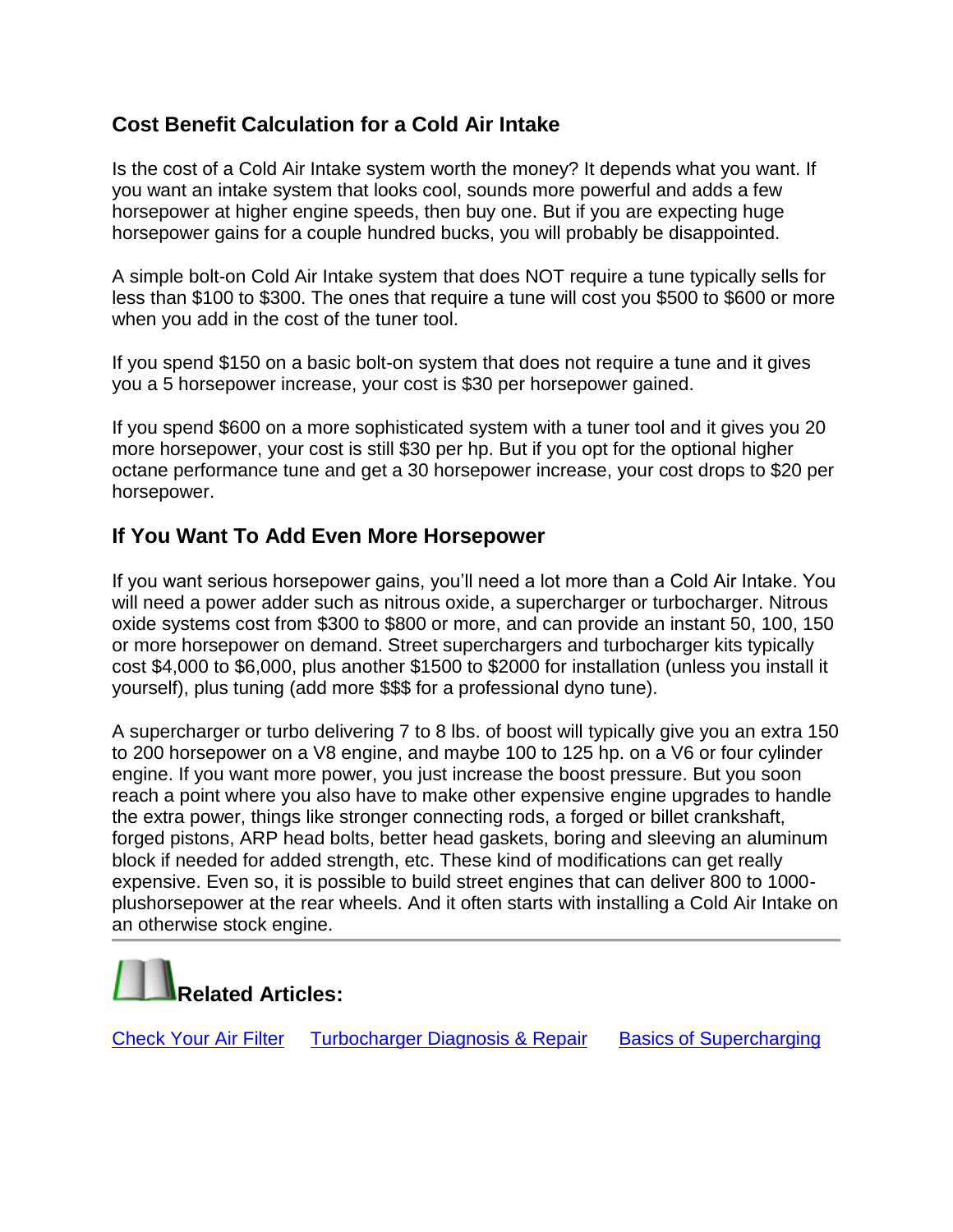## Cost Benefit Calculation for a Cold Air Intake

Is the cost of a Cold Air Intake system worth the money? It depends what you want. If you want an intake system that looks cool, sounds more powerful and adds a few horsepower at higher engine speeds, then buy one. But if you are expecting huge horsepower gains for a couple hundred bucks, you will probably be disappointed.

A simple bolt-on Cold Air Intake system that does NOT require a tune typically sells for less than $100 to $300. The ones that require a tune will cost you $500 to $600 or more when you add in the cost of the tuner tool.

If you spend $150 on a basic bolt-on system that does not require a tune and it gives you a 5 horsepower increase, your cost is $30 per horsepower gained.

If you spend $600 on a more sophisticated system with a tuner tool and it gives you 20 more horsepower, your cost is still $30 per hp. But if you opt for the optional higher octane performance tune and get a 30 horsepower increase, your cost drops to $20 per horsepower.

## If You Want To Add Even More Horsepower

If you want serious horsepower gains, you'll need a lot more than a Cold Air Intake. You will need a power adder such as nitrous oxide, a supercharger or turbocharger. Nitrous oxide systems cost from $300 to $800 or more, and can provide an instant 50, 100, 150 or more horsepower on demand. Street superchargers and turbocharger kits typically cost $4,000 to $6,000, plus another $1500 to $2000 for installation (unless you install it yourself), plus tuning (add more $$$ for a professional dyno tune).

A supercharger or turbo delivering 7 to 8 lbs. of boost will typically give you an extra 150 to 200 horsepower on a V8 engine, and maybe 100 to 125 hp. on a V6 or four cylinder engine. If you want more power, you just increase the boost pressure. But you soon reach a point where you also have to make other expensive engine upgrades to handle the extra power, things like stronger connecting rods, a forged or billet crankshaft, forged pistons, ARP head bolts, better head gaskets, boring and sleeving an aluminum block if needed for added strength, etc. These kind of modifications can get really expensive. Even so, it is possible to build street engines that can deliver 800 to 1000-plushorsepower at the rear wheels. And it often starts with installing a Cold Air Intake on an otherwise stock engine.

---

**Related Articles:**

Check Your Air Filter     Turbocharger Diagnosis & Repair     Basics of Supercharging